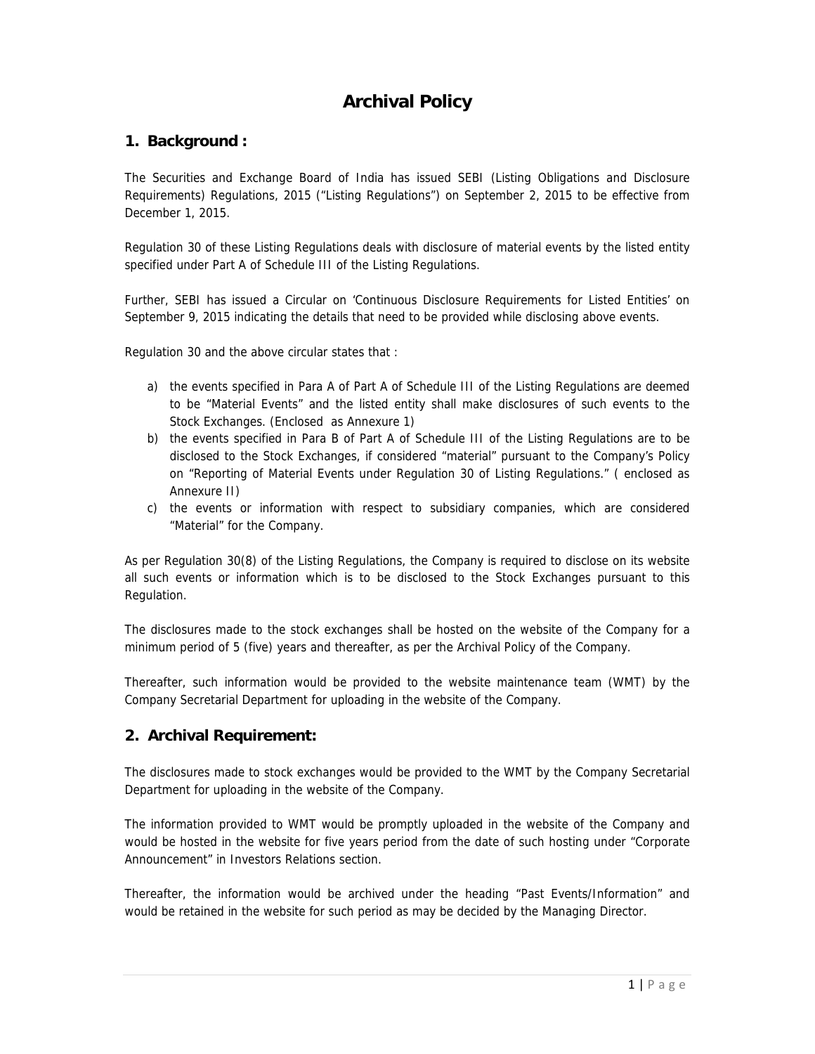# Archival Policy

## 1. Background :

The Securities and Exchange Board of India has issued SEBI (Listing Obligations and Disclosure Requirements) Regulations, 2015 ("Listing Regulations") on September 2, 2015 to be effective from December 1, 2015.

Regulation 30 of these Listing Regulations deals with disclosure of material events by the listed entity specified under Part A of Schedule III of the Listing Regulations.

Further, SEBI has issued a Circular on 'Continuous Disclosure Requirements for Listed Entities' on September 9, 2015 indicating the details that need to be provided while disclosing above events.

Regulation 30 and the above circular states that :

a) the events specified in Para A of Part A of Schedule III of the Listing Regulations are deemed to be "Material Events" and the listed entity shall make disclosures of such events to the Stock Exchanges. (Enclosed as Annexure 1)
b) the events specified in Para B of Part A of Schedule III of the Listing Regulations are to be disclosed to the Stock Exchanges, if considered "material" pursuant to the Company's Policy on "Reporting of Material Events under Regulation 30 of Listing Regulations." ( enclosed as Annexure II)
c) the events or information with respect to subsidiary companies, which are considered "Material" for the Company.

As per Regulation 30(8) of the Listing Regulations, the Company is required to disclose on its website all such events or information which is to be disclosed to the Stock Exchanges pursuant to this Regulation.

The disclosures made to the stock exchanges shall be hosted on the website of the Company for a minimum period of 5 (five) years and thereafter, as per the Archival Policy of the Company.

Thereafter, such information would be provided to the website maintenance team (WMT) by the Company Secretarial Department for uploading in the website of the Company.

## 2. Archival Requirement:

The disclosures made to stock exchanges would be provided to the WMT by the Company Secretarial Department for uploading in the website of the Company.

The information provided to WMT would be promptly uploaded in the website of the Company and would be hosted in the website for five years period from the date of such hosting under "Corporate Announcement" in Investors Relations section.

Thereafter, the information would be archived under the heading "Past Events/Information" and would be retained in the website for such period as may be decided by the Managing Director.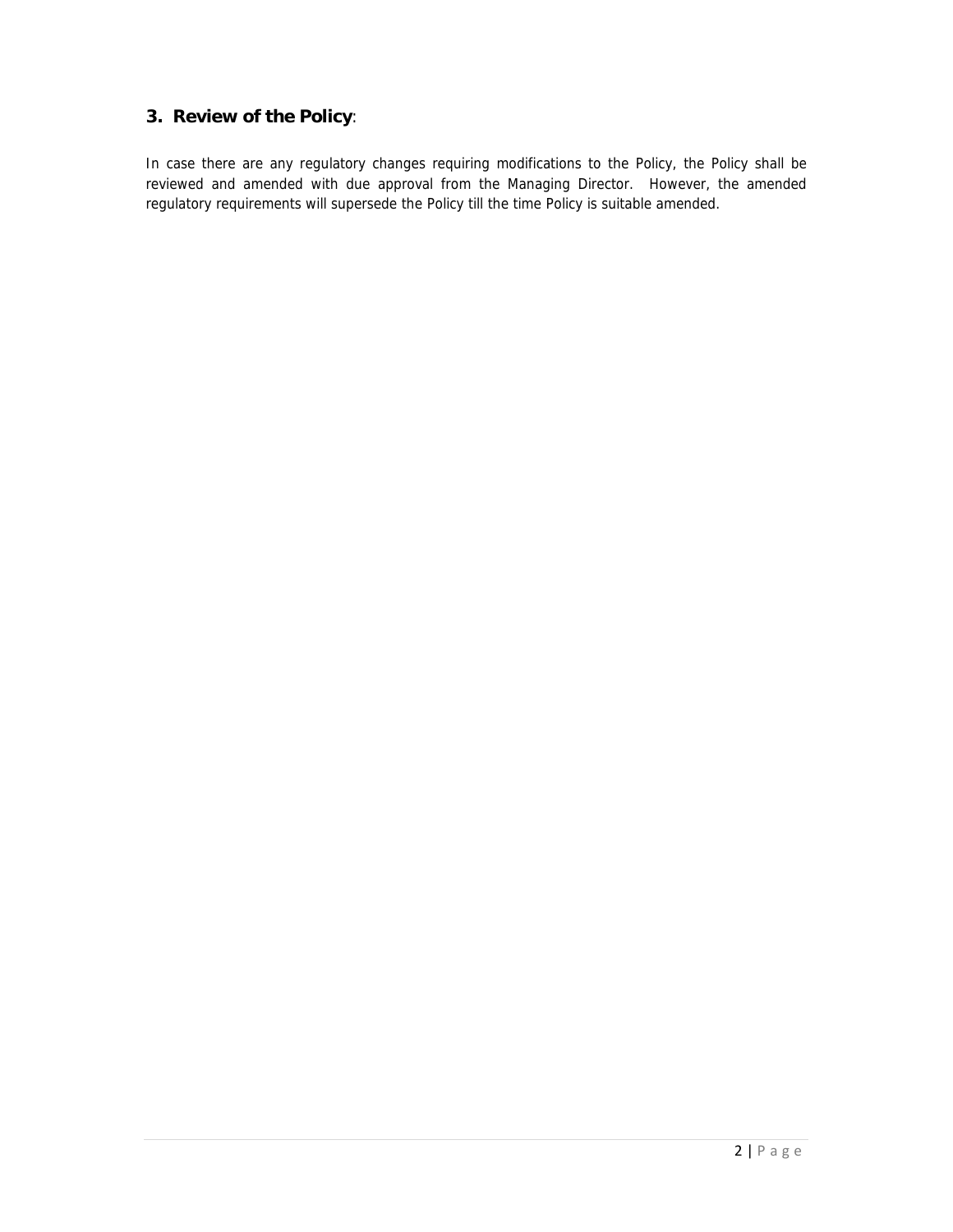## 3. Review of the Policy:

In case there are any regulatory changes requiring modifications to the Policy, the Policy shall be reviewed and amended with due approval from the Managing Director. However, the amended regulatory requirements will supersede the Policy till the time Policy is suitable amended.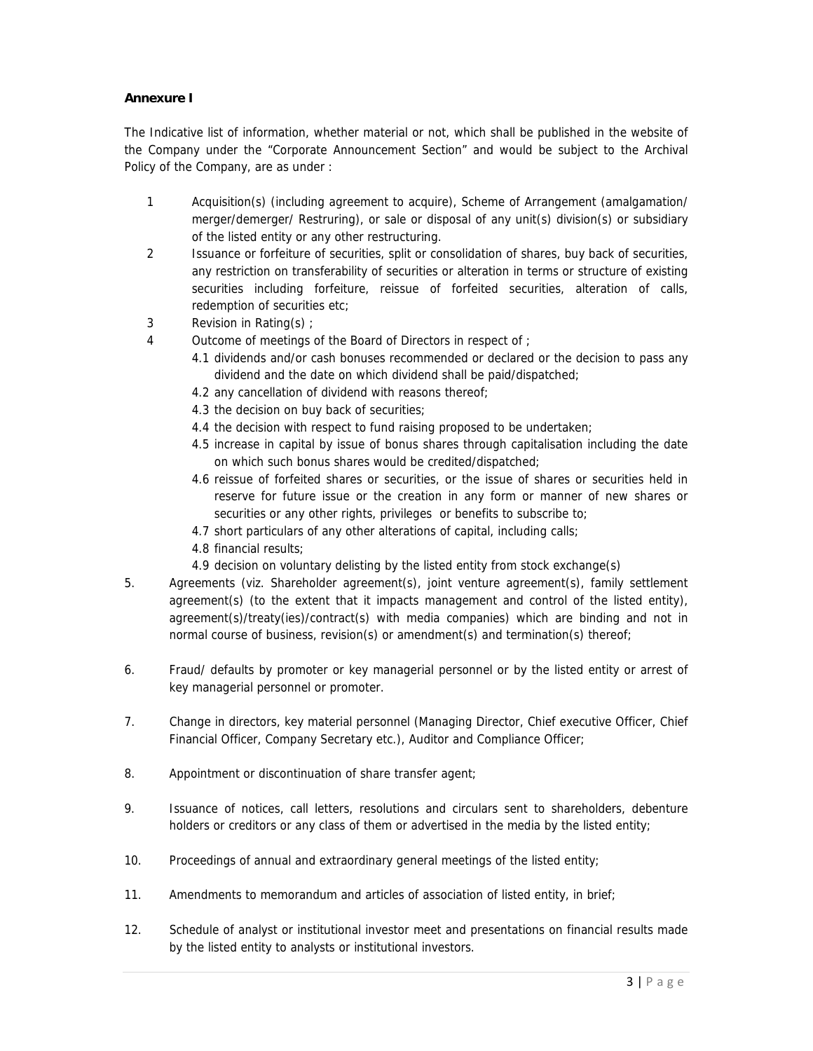**Annexure I**

The Indicative list of information, whether material or not, which shall be published in the website of the Company under the "Corporate Announcement Section" and would be subject to the Archival Policy of the Company, are as under :

1 Acquisition(s) (including agreement to acquire), Scheme of Arrangement (amalgamation/ merger/demerger/ Restruring), or sale or disposal of any unit(s) division(s) or subsidiary of the listed entity or any other restructuring.

2 Issuance or forfeiture of securities, split or consolidation of shares, buy back of securities, any restriction on transferability of securities or alteration in terms or structure of existing securities including forfeiture, reissue of forfeited securities, alteration of calls, redemption of securities etc;

3 Revision in Rating(s) ;

4 Outcome of meetings of the Board of Directors in respect of ;
   - 4.1 dividends and/or cash bonuses recommended or declared or the decision to pass any dividend and the date on which dividend shall be paid/dispatched;
   - 4.2 any cancellation of dividend with reasons thereof;
   - 4.3 the decision on buy back of securities;
   - 4.4 the decision with respect to fund raising proposed to be undertaken;
   - 4.5 increase in capital by issue of bonus shares through capitalisation including the date on which such bonus shares would be credited/dispatched;
   - 4.6 reissue of forfeited shares or securities, or the issue of shares or securities held in reserve for future issue or the creation in any form or manner of new shares or securities or any other rights, privileges or benefits to subscribe to;
   - 4.7 short particulars of any other alterations of capital, including calls;
   - 4.8 financial results;
   - 4.9 decision on voluntary delisting by the listed entity from stock exchange(s)

5. Agreements (viz. Shareholder agreement(s), joint venture agreement(s), family settlement agreement(s) (to the extent that it impacts management and control of the listed entity), agreement(s)/treaty(ies)/contract(s) with media companies) which are binding and not in normal course of business, revision(s) or amendment(s) and termination(s) thereof;

6. Fraud/ defaults by promoter or key managerial personnel or by the listed entity or arrest of key managerial personnel or promoter.

7. Change in directors, key material personnel (Managing Director, Chief executive Officer, Chief Financial Officer, Company Secretary etc.), Auditor and Compliance Officer;

8. Appointment or discontinuation of share transfer agent;

9. Issuance of notices, call letters, resolutions and circulars sent to shareholders, debenture holders or creditors or any class of them or advertised in the media by the listed entity;

10. Proceedings of annual and extraordinary general meetings of the listed entity;

11. Amendments to memorandum and articles of association of listed entity, in brief;

12. Schedule of analyst or institutional investor meet and presentations on financial results made by the listed entity to analysts or institutional investors.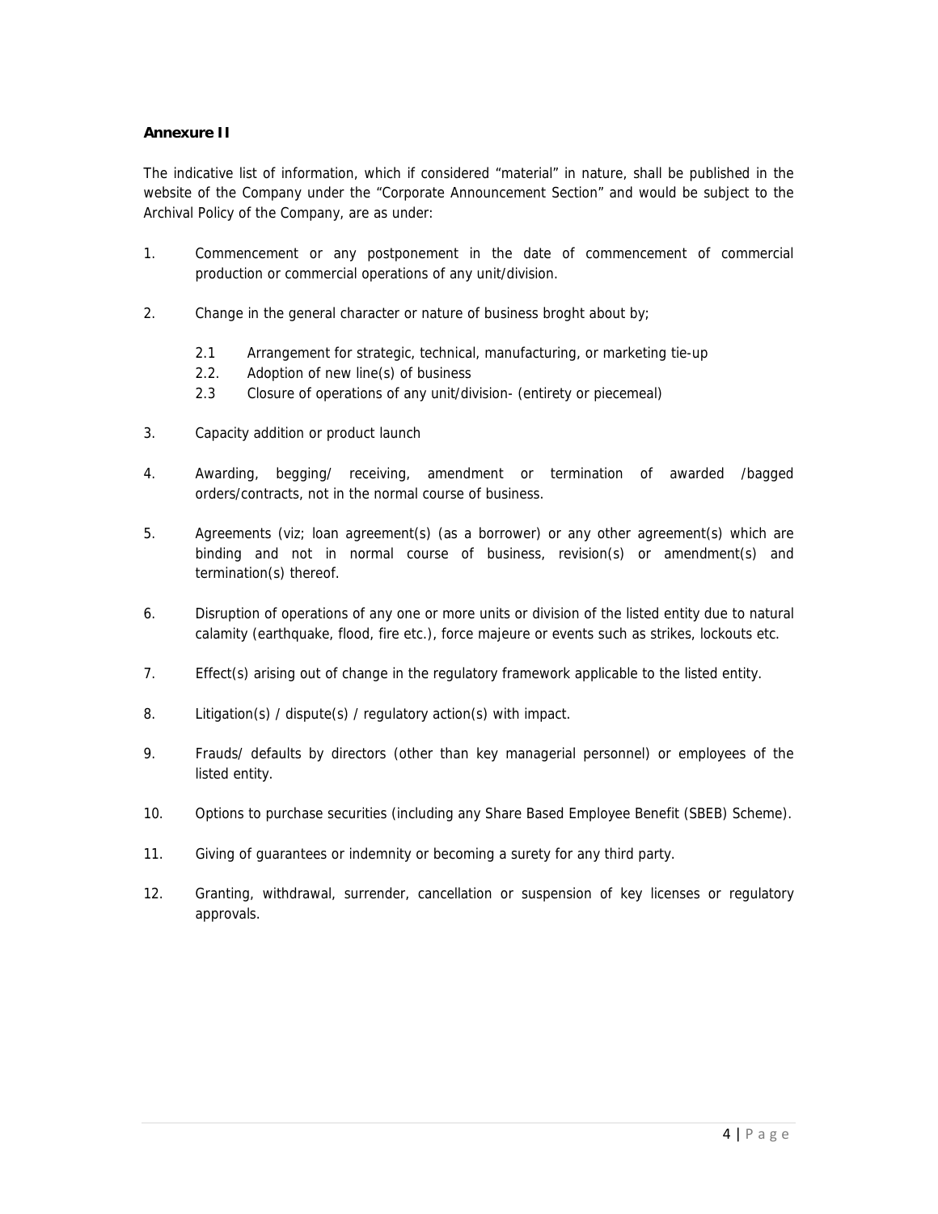**Annexure II**

The indicative list of information, which if considered "material" in nature, shall be published in the website of the Company under the "Corporate Announcement Section" and would be subject to the Archival Policy of the Company, are as under:

1. Commencement or any postponement in the date of commencement of commercial production or commercial operations of any unit/division.

2. Change in the general character or nature of business broght about by;

   2.1 Arrangement for strategic, technical, manufacturing, or marketing tie-up
   
   2.2. Adoption of new line(s) of business
   
   2.3 Closure of operations of any unit/division- (entirety or piecemeal)

3. Capacity addition or product launch

4. Awarding, begging/ receiving, amendment or termination of awarded /bagged orders/contracts, not in the normal course of business.

5. Agreements (viz; loan agreement(s) (as a borrower) or any other agreement(s) which are binding and not in normal course of business, revision(s) or amendment(s) and termination(s) thereof.

6. Disruption of operations of any one or more units or division of the listed entity due to natural calamity (earthquake, flood, fire etc.), force majeure or events such as strikes, lockouts etc.

7. Effect(s) arising out of change in the regulatory framework applicable to the listed entity.

8. Litigation(s) / dispute(s) / regulatory action(s) with impact.

9. Frauds/ defaults by directors (other than key managerial personnel) or employees of the listed entity.

10. Options to purchase securities (including any Share Based Employee Benefit (SBEB) Scheme).

11. Giving of guarantees or indemnity or becoming a surety for any third party.

12. Granting, withdrawal, surrender, cancellation or suspension of key licenses or regulatory approvals.